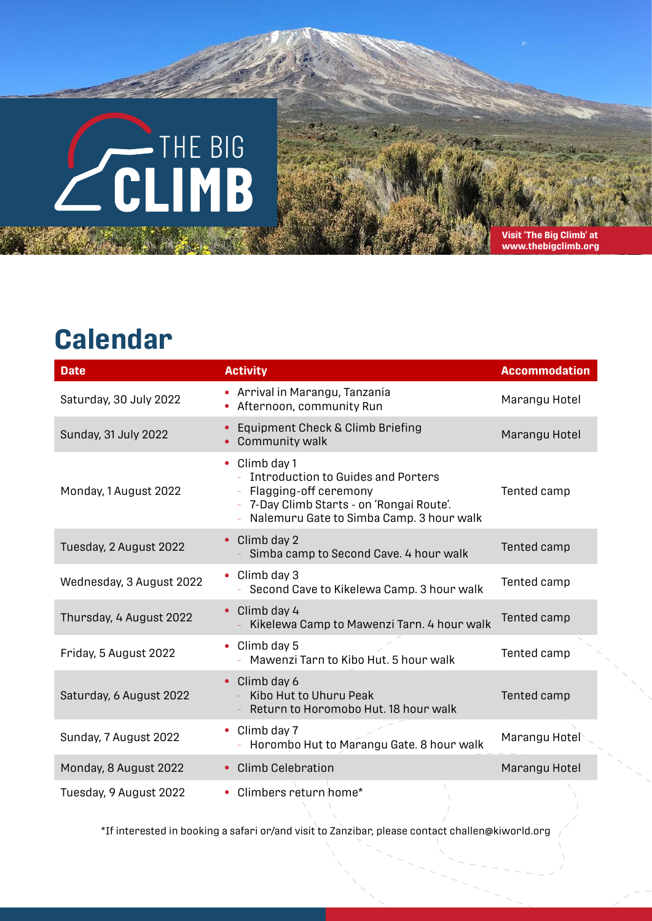THE BIG **CLIMB**

**Visit 'The Big Climb' at www.thebigclimb.org**

# Calendar

| Date | Activity | Accommodation |
|---|---|---|
| Saturday, 30 July 2022 | • Arrival in Marangu, Tanzania<br>• Afternoon, community Run | Marangu Hotel |
| Sunday, 31 July 2022 | • Equipment Check & Climb Briefing<br>• Community walk | Marangu Hotel |
| Monday, 1 August 2022 | • Climb day 1<br>- Introduction to Guides and Porters<br>- Flagging-off ceremony<br>- 7-Day Climb Starts - on 'Rongai Route'.<br>- Nalemuru Gate to Simba Camp. 3 hour walk | Tented camp |
| Tuesday, 2 August 2022 | • Climb day 2<br>- Simba camp to Second Cave. 4 hour walk | Tented camp |
| Wednesday, 3 August 2022 | • Climb day 3<br>- Second Cave to Kikelewa Camp. 3 hour walk | Tented camp |
| Thursday, 4 August 2022 | • Climb day 4<br>- Kikelewa Camp to Mawenzi Tarn. 4 hour walk | Tented camp |
| Friday, 5 August 2022 | • Climb day 5<br>- Mawenzi Tarn to Kibo Hut. 5 hour walk | Tented camp |
| Saturday, 6 August 2022 | • Climb day 6<br>- Kibo Hut to Uhuru Peak<br>- Return to Horomobo Hut. 18 hour walk | Tented camp |
| Sunday, 7 August 2022 | • Climb day 7<br>- Horombo Hut to Marangu Gate. 8 hour walk | Marangu Hotel |
| Monday, 8 August 2022 | • Climb Celebration | Marangu Hotel |
| Tuesday, 9 August 2022 | • Climbers return home* | |

*If interested in booking a safari or/and visit to Zanzibar, please contact challen@kiworld.org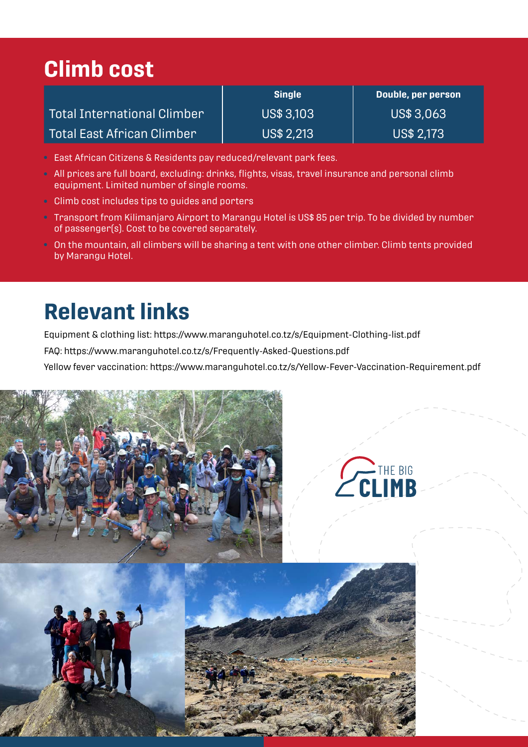## Climb cost

| | Single | Double, per person |
|---|---|---|
| Total International Climber | US$ 3,103 | US$ 3,063 |
| Total East African Climber | US$ 2,213 | US$ 2,173 |

- East African Citizens & Residents pay reduced/relevant park fees.
- All prices are full board, excluding: drinks, flights, visas, travel insurance and personal climb equipment. Limited number of single rooms.
- Climb cost includes tips to guides and porters
- Transport from Kilimanjaro Airport to Marangu Hotel is US$ 85 per trip. To be divided by number of passenger(s). Cost to be covered separately.
- On the mountain, all climbers will be sharing a tent with one other climber. Climb tents provided by Marangu Hotel.

## Relevant links

Equipment & clothing list: https://www.maranguhotel.co.tz/s/Equipment-Clothing-list.pdf

FAQ: https://www.maranguhotel.co.tz/s/Frequently-Asked-Questions.pdf

Yellow fever vaccination: https://www.maranguhotel.co.tz/s/Yellow-Fever-Vaccination-Requirement.pdf

THE BIG CLIMB